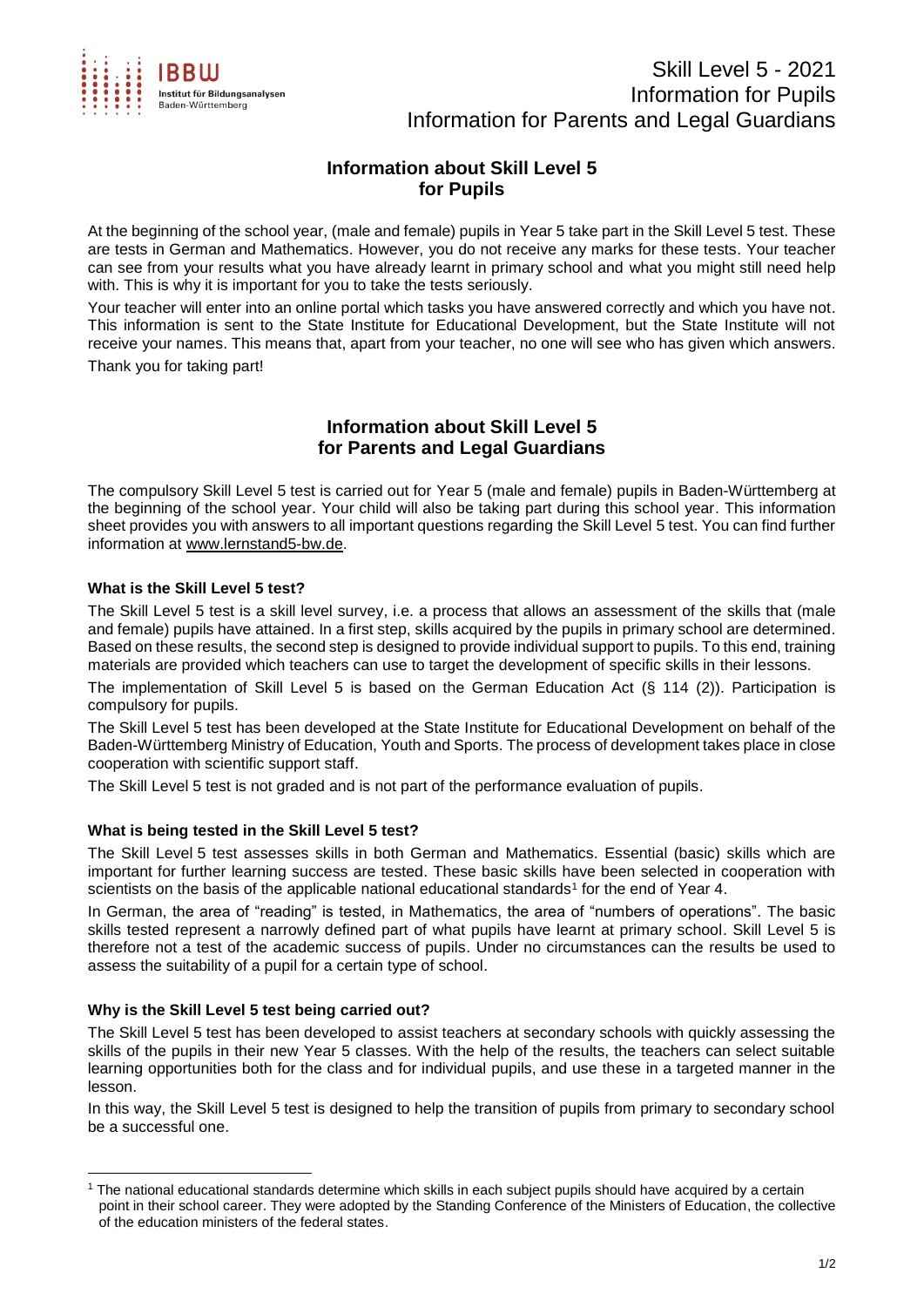# Skill Level 5 - 2021
# Information for Pupils
# Information for Parents and Legal Guardians

## Information about Skill Level 5 for Pupils

At the beginning of the school year, (male and female) pupils in Year 5 take part in the Skill Level 5 test. These are tests in German and Mathematics. However, you do not receive any marks for these tests. Your teacher can see from your results what you have already learnt in primary school and what you might still need help with. This is why it is important for you to take the tests seriously.

Your teacher will enter into an online portal which tasks you have answered correctly and which you have not. This information is sent to the State Institute for Educational Development, but the State Institute will not receive your names. This means that, apart from your teacher, no one will see who has given which answers.

Thank you for taking part!

## Information about Skill Level 5 for Parents and Legal Guardians

The compulsory Skill Level 5 test is carried out for Year 5 (male and female) pupils in Baden-Württemberg at the beginning of the school year. Your child will also be taking part during this school year. This information sheet provides you with answers to all important questions regarding the Skill Level 5 test. You can find further information at www.lernstand5-bw.de.

### What is the Skill Level 5 test?

The Skill Level 5 test is a skill level survey, i.e. a process that allows an assessment of the skills that (male and female) pupils have attained. In a first step, skills acquired by the pupils in primary school are determined. Based on these results, the second step is designed to provide individual support to pupils. To this end, training materials are provided which teachers can use to target the development of specific skills in their lessons.

The implementation of Skill Level 5 is based on the German Education Act (§ 114 (2)). Participation is compulsory for pupils.

The Skill Level 5 test has been developed at the State Institute for Educational Development on behalf of the Baden-Württemberg Ministry of Education, Youth and Sports. The process of development takes place in close cooperation with scientific support staff.

The Skill Level 5 test is not graded and is not part of the performance evaluation of pupils.

### What is being tested in the Skill Level 5 test?

The Skill Level 5 test assesses skills in both German and Mathematics. Essential (basic) skills which are important for further learning success are tested. These basic skills have been selected in cooperation with scientists on the basis of the applicable national educational standards[1] for the end of Year 4.

In German, the area of "reading" is tested, in Mathematics, the area of "numbers of operations". The basic skills tested represent a narrowly defined part of what pupils have learnt at primary school. Skill Level 5 is therefore not a test of the academic success of pupils. Under no circumstances can the results be used to assess the suitability of a pupil for a certain type of school.

### Why is the Skill Level 5 test being carried out?

The Skill Level 5 test has been developed to assist teachers at secondary schools with quickly assessing the skills of the pupils in their new Year 5 classes. With the help of the results, the teachers can select suitable learning opportunities both for the class and for individual pupils, and use these in a targeted manner in the lesson.

In this way, the Skill Level 5 test is designed to help the transition of pupils from primary to secondary school be a successful one.

---

[1] The national educational standards determine which skills in each subject pupils should have acquired by a certain point in their school career. They were adopted by the Standing Conference of the Ministers of Education, the collective of the education ministers of the federal states.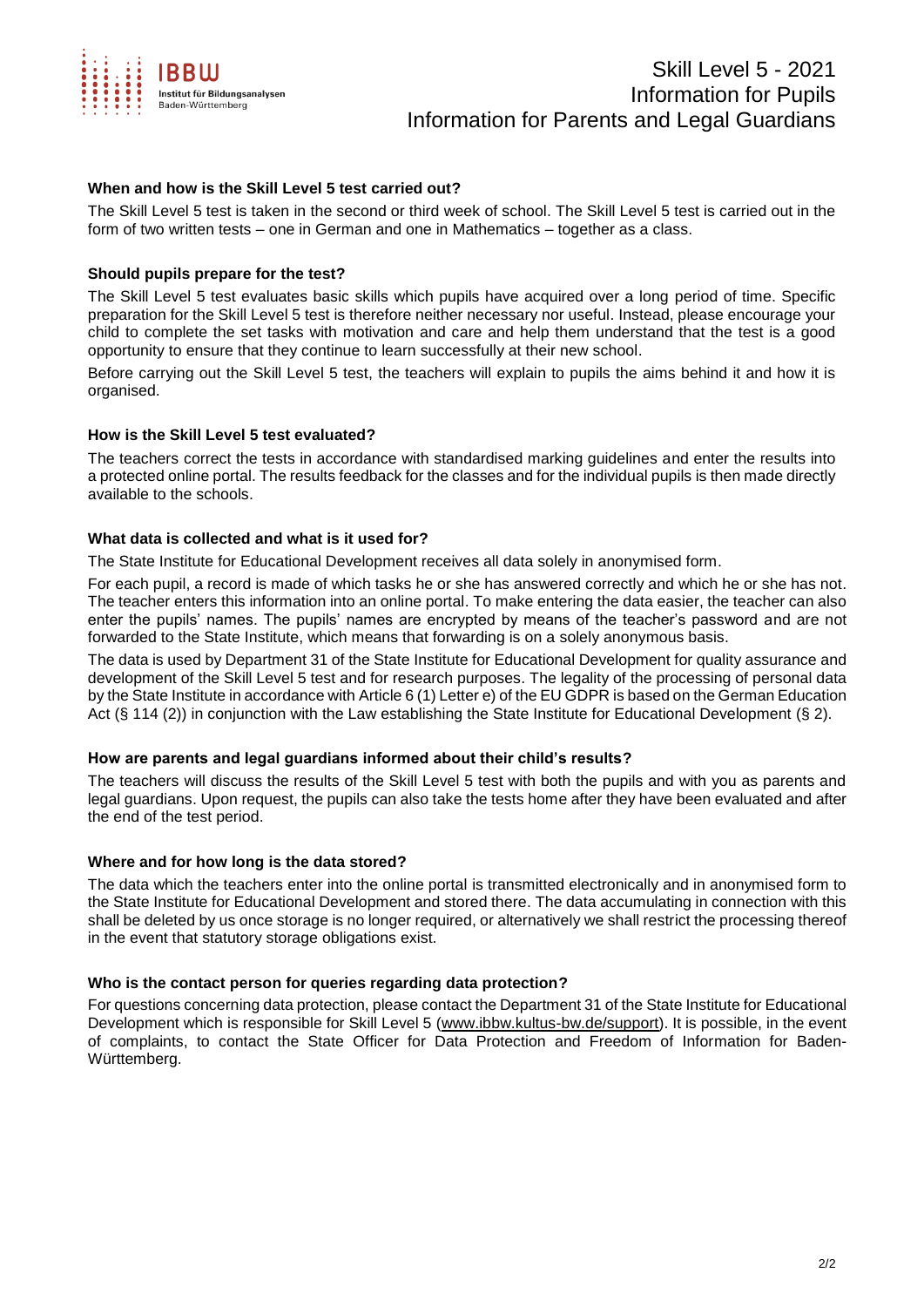# Skill Level 5 - 2021
# Information for Pupils
# Information for Parents and Legal Guardians

### When and how is the Skill Level 5 test carried out?

The Skill Level 5 test is taken in the second or third week of school. The Skill Level 5 test is carried out in the form of two written tests – one in German and one in Mathematics – together as a class.

### Should pupils prepare for the test?

The Skill Level 5 test evaluates basic skills which pupils have acquired over a long period of time. Specific preparation for the Skill Level 5 test is therefore neither necessary nor useful. Instead, please encourage your child to complete the set tasks with motivation and care and help them understand that the test is a good opportunity to ensure that they continue to learn successfully at their new school.

Before carrying out the Skill Level 5 test, the teachers will explain to pupils the aims behind it and how it is organised.

### How is the Skill Level 5 test evaluated?

The teachers correct the tests in accordance with standardised marking guidelines and enter the results into a protected online portal. The results feedback for the classes and for the individual pupils is then made directly available to the schools.

### What data is collected and what is it used for?

The State Institute for Educational Development receives all data solely in anonymised form.

For each pupil, a record is made of which tasks he or she has answered correctly and which he or she has not. The teacher enters this information into an online portal. To make entering the data easier, the teacher can also enter the pupils' names. The pupils' names are encrypted by means of the teacher's password and are not forwarded to the State Institute, which means that forwarding is on a solely anonymous basis.

The data is used by Department 31 of the State Institute for Educational Development for quality assurance and development of the Skill Level 5 test and for research purposes. The legality of the processing of personal data by the State Institute in accordance with Article 6 (1) Letter e) of the EU GDPR is based on the German Education Act (§ 114 (2)) in conjunction with the Law establishing the State Institute for Educational Development (§ 2).

### How are parents and legal guardians informed about their child's results?

The teachers will discuss the results of the Skill Level 5 test with both the pupils and with you as parents and legal guardians. Upon request, the pupils can also take the tests home after they have been evaluated and after the end of the test period.

### Where and for how long is the data stored?

The data which the teachers enter into the online portal is transmitted electronically and in anonymised form to the State Institute for Educational Development and stored there. The data accumulating in connection with this shall be deleted by us once storage is no longer required, or alternatively we shall restrict the processing thereof in the event that statutory storage obligations exist.

### Who is the contact person for queries regarding data protection?

For questions concerning data protection, please contact the Department 31 of the State Institute for Educational Development which is responsible for Skill Level 5 (www.ibbw.kultus-bw.de/support). It is possible, in the event of complaints, to contact the State Officer for Data Protection and Freedom of Information for Baden-Württemberg.